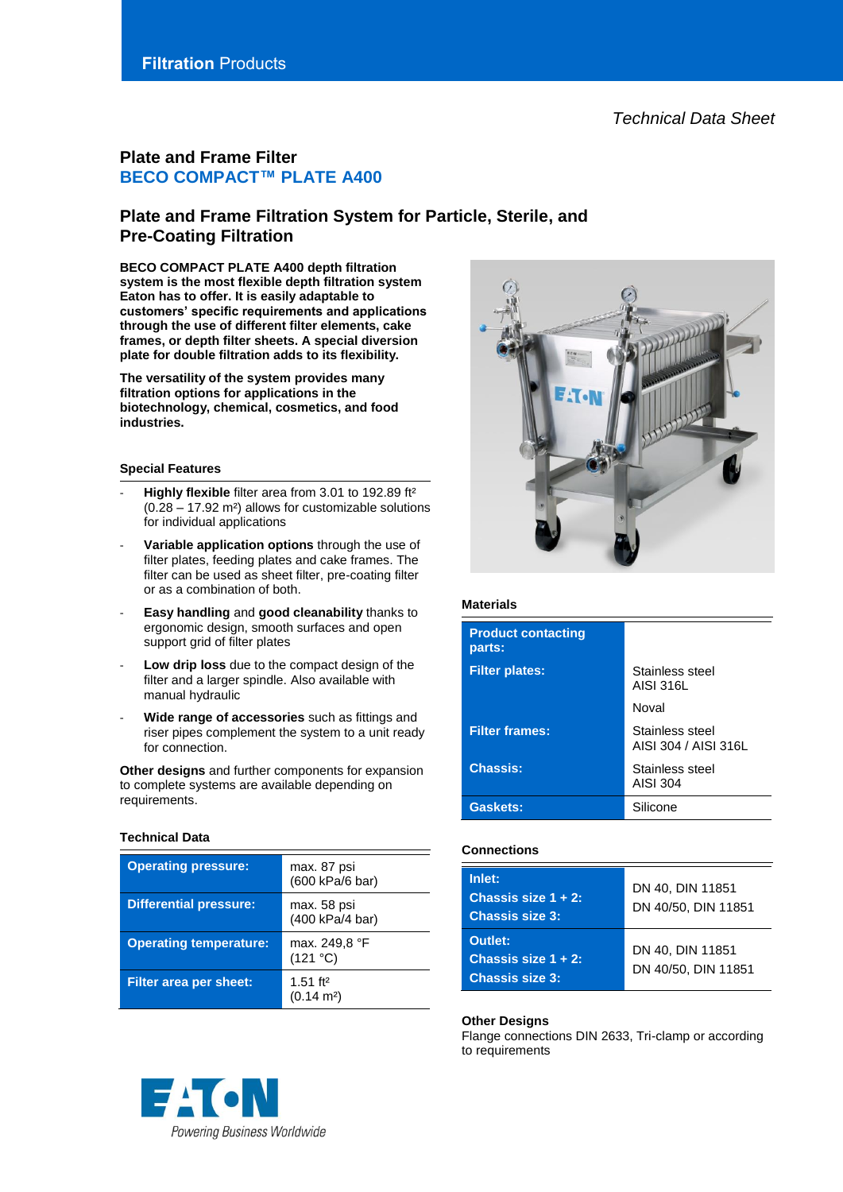Filtration Products

*Technical Data Sheet*

## Plate and Frame Filter
## BECO COMPACT™ PLATE A400

## Plate and Frame Filtration System for Particle, Sterile, and Pre-Coating Filtration

**BECO COMPACT PLATE A400 depth filtration system is the most flexible depth filtration system Eaton has to offer. It is easily adaptable to customers' specific requirements and applications through the use of different filter elements, cake frames, or depth filter sheets. A special diversion plate for double filtration adds to its flexibility.**

**The versatility of the system provides many filtration options for applications in the biotechnology, chemical, cosmetics, and food industries.**

### Special Features

- **Highly flexible** filter area from 3.01 to 192.89 ft² (0.28 – 17.92 m²) allows for customizable solutions for individual applications
- **Variable application options** through the use of filter plates, feeding plates and cake frames. The filter can be used as sheet filter, pre-coating filter or as a combination of both.
- **Easy handling** and **good cleanability** thanks to ergonomic design, smooth surfaces and open support grid of filter plates
- **Low drip loss** due to the compact design of the filter and a larger spindle. Also available with manual hydraulic
- **Wide range of accessories** such as fittings and riser pipes complement the system to a unit ready for connection.

**Other designs** and further components for expansion to complete systems are available depending on requirements.

### Technical Data

| | |
|---|---|
| **Operating pressure:** | max. 87 psi (600 kPa/6 bar) |
| **Differential pressure:** | max. 58 psi (400 kPa/4 bar) |
| **Operating temperature:** | max. 249,8 °F (121 °C) |
| **Filter area per sheet:** | 1.51 ft² (0.14 m²) |

### Materials

| | |
|---|---|
| **Product contacting parts:** | |
| **Filter plates:** | Stainless steel AISI 316L |
| | Noval |
| **Filter frames:** | Stainless steel AISI 304 / AISI 316L |
| **Chassis:** | Stainless steel AISI 304 |
| **Gaskets:** | Silicone |

### Connections

| | |
|---|---|
| **Inlet:** | |
| **Chassis size 1 + 2:** | DN 40, DIN 11851 |
| **Chassis size 3:** | DN 40/50, DIN 11851 |
| **Outlet:** | |
| **Chassis size 1 + 2:** | DN 40, DIN 11851 |
| **Chassis size 3:** | DN 40/50, DIN 11851 |

**Other Designs**
Flange connections DIN 2633, Tri-clamp or according to requirements

EATON
Powering Business Worldwide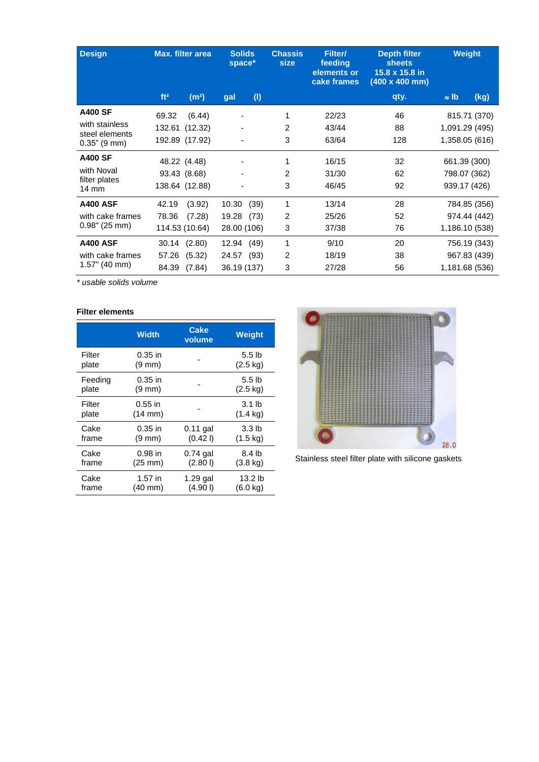| Design | Max. filter area | | Solids space* | | Chassis size | Filter/ feeding elements or cake frames | Depth filter sheets 15.8 x 15.8 in (400 x 400 mm) | Weight | |
|---|---|---|---|---|---|---|---|---|---|
| | ft² | (m²) | gal | (l) | | | qty. | ≈ lb | (kg) |
| **A400 SF** with stainless steel elements 0.35" (9 mm) | 69.32 | (6.44) | - | | 1 | 22/23 | 46 | 815.71 | (370) |
| | 132.61 | (12.32) | - | | 2 | 43/44 | 88 | 1,091.29 | (495) |
| | 192.89 | (17.92) | - | | 3 | 63/64 | 128 | 1,358.05 | (616) |
| **A400 SF** with Noval filter plates 14 mm | 48.22 | (4.48) | - | | 1 | 16/15 | 32 | 661.39 | (300) |
| | 93.43 | (8.68) | - | | 2 | 31/30 | 62 | 798.07 | (362) |
| | 138.64 | (12.88) | - | | 3 | 46/45 | 92 | 939.17 | (426) |
| **A400 ASF** with cake frames 0.98" (25 mm) | 42.19 | (3.92) | 10.30 | (39) | 1 | 13/14 | 28 | 784.85 | (356) |
| | 78.36 | (7.28) | 19.28 | (73) | 2 | 25/26 | 52 | 974.44 | (442) |
| | 114.53 | (10.64) | 28.00 | (106) | 3 | 37/38 | 76 | 1,186.10 | (538) |
| **A400 ASF** with cake frames 1.57" (40 mm) | 30.14 | (2.80) | 12.94 | (49) | 1 | 9/10 | 20 | 756.19 | (343) |
| | 57.26 | (5.32) | 24.57 | (93) | 2 | 18/19 | 38 | 967.83 | (439) |
| | 84.39 | (7.84) | 36.19 | (137) | 3 | 27/28 | 56 | 1,181.68 | (536) |

*\* usable solids volume*

**Filter elements**

| | Width | Cake volume | Weight |
|---|---|---|---|
| Filter plate | 0.35 in (9 mm) | - | 5.5 lb (2.5 kg) |
| Feeding plate | 0.35 in (9 mm) | - | 5.5 lb (2.5 kg) |
| Filter plate | 0.55 in (14 mm) | - | 3.1 lb (1.4 kg) |
| Cake frame | 0.35 in (9 mm) | 0.11 gal (0.42 l) | 3.3 lb (1.5 kg) |
| Cake frame | 0.98 in (25 mm) | 0.74 gal (2.80 l) | 8.4 lb (3.8 kg) |
| Cake frame | 1.57 in (40 mm) | 1.29 gal (4.90 l) | 13.2 lb (6.0 kg) |

Stainless steel filter plate with silicone gaskets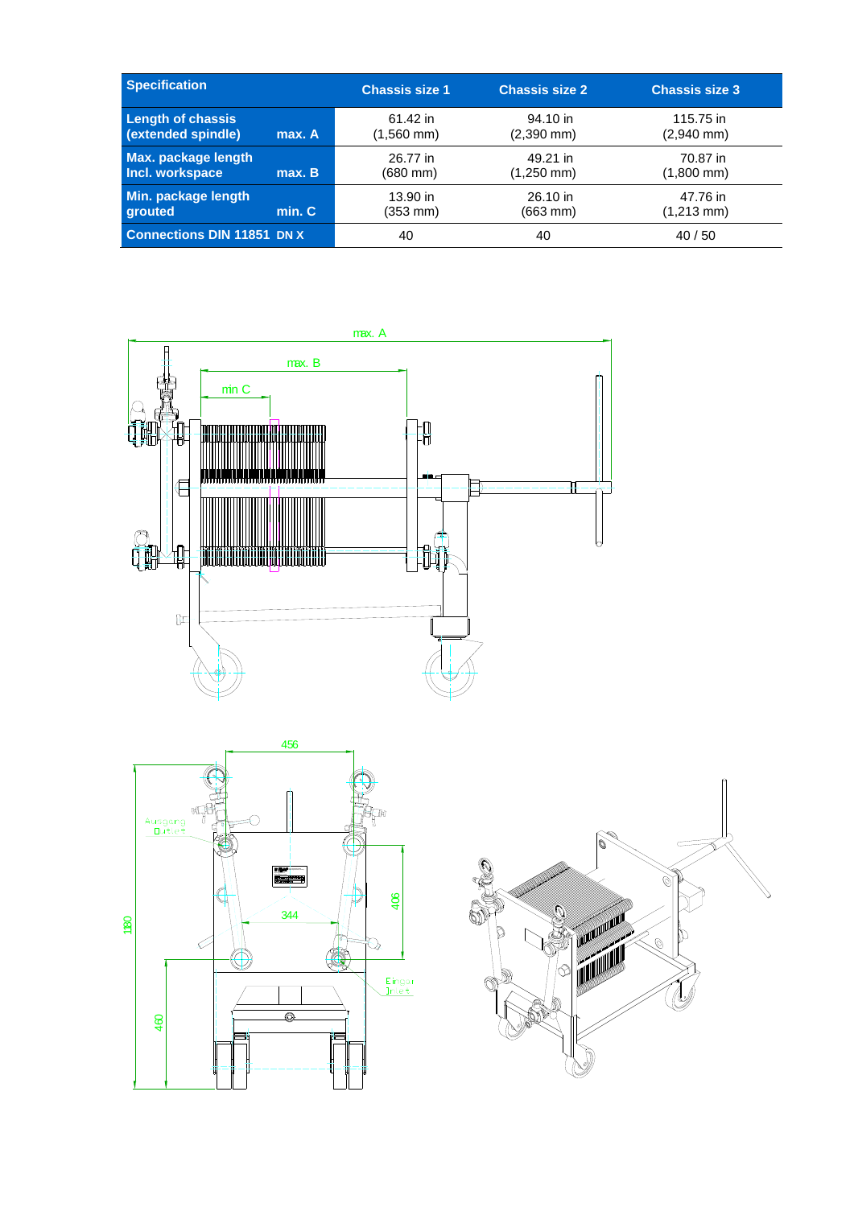| Specification | | Chassis size 1 | Chassis size 2 | Chassis size 3 |
|---|---|---|---|---|
| Length of chassis (extended spindle) | max. A | 61.42 in (1,560 mm) | 94.10 in (2,390 mm) | 115.75 in (2,940 mm) |
| Max. package length Incl. workspace | max. B | 26.77 in (680 mm) | 49.21 in (1,250 mm) | 70.87 in (1,800 mm) |
| Min. package length grouted | min. C | 13.90 in (353 mm) | 26.10 in (663 mm) | 47.76 in (1,213 mm) |
| Connections DIN 11851 | DN X | 40 | 40 | 40 / 50 |

max. A

max. B

min C

456

344

406

1180

460

Ausgang Outlet

Eingang Inlet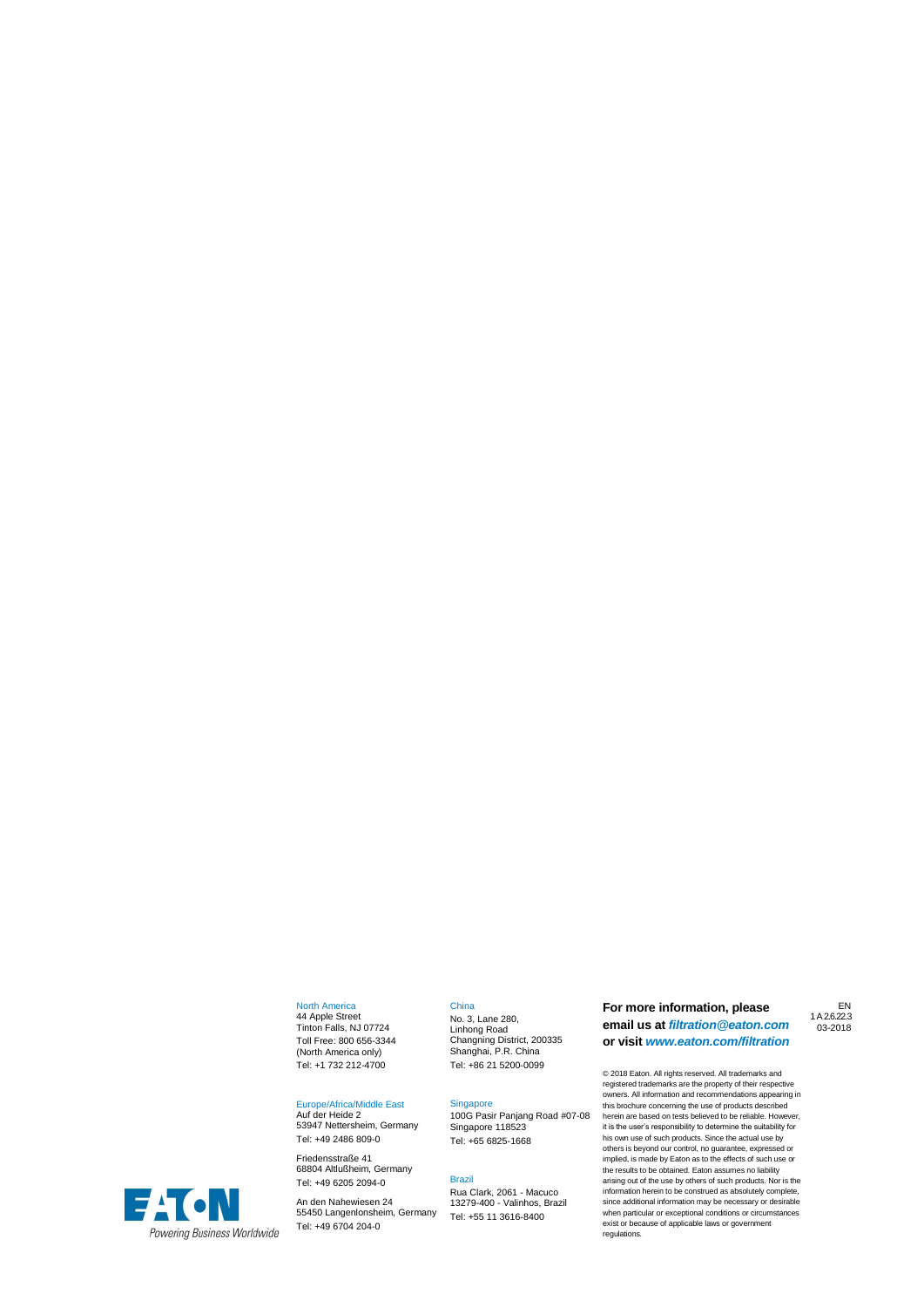North America
44 Apple Street
Tinton Falls, NJ 07724
Toll Free: 800 656-3344
(North America only)
Tel: +1 732 212-4700

Europe/Africa/Middle East
Auf der Heide 2
53947 Nettersheim, Germany
Tel: +49 2486 809-0

Friedensstraße 41
68804 Altlußheim, Germany
Tel: +49 6205 2094-0

An den Nahewiesen 24
55450 Langenlonsheim, Germany
Tel: +49 6704 204-0

China
No. 3, Lane 280,
Linhong Road
Changning District, 200335
Shanghai, P.R. China
Tel: +86 21 5200-0099

Singapore
100G Pasir Panjang Road #07-08
Singapore 118523
Tel: +65 6825-1668

Brazil
Rua Clark, 2061 - Macuco
13279-400 - Valinhos, Brazil
Tel: +55 11 3616-8400

**For more information, please email us at *filtration@eaton.com* or visit *www.eaton.com/filtration***

© 2018 Eaton. All rights reserved. All trademarks and registered trademarks are the property of their respective owners. All information and recommendations appearing in this brochure concerning the use of products described herein are based on tests believed to be reliable. However, it is the user's responsibility to determine the suitability for his own use of such products. Since the actual use by others is beyond our control, no guarantee, expressed or implied, is made by Eaton as to the effects of such use or the results to be obtained. Eaton assumes no liability arising out of the use by others of such products. Nor is the information herein to be construed as absolutely complete, since additional information may be necessary or desirable when particular or exceptional conditions or circumstances exist or because of applicable laws or government regulations.

EN
1 A 2.6.22.3
03-2018

EATON
Powering Business Worldwide